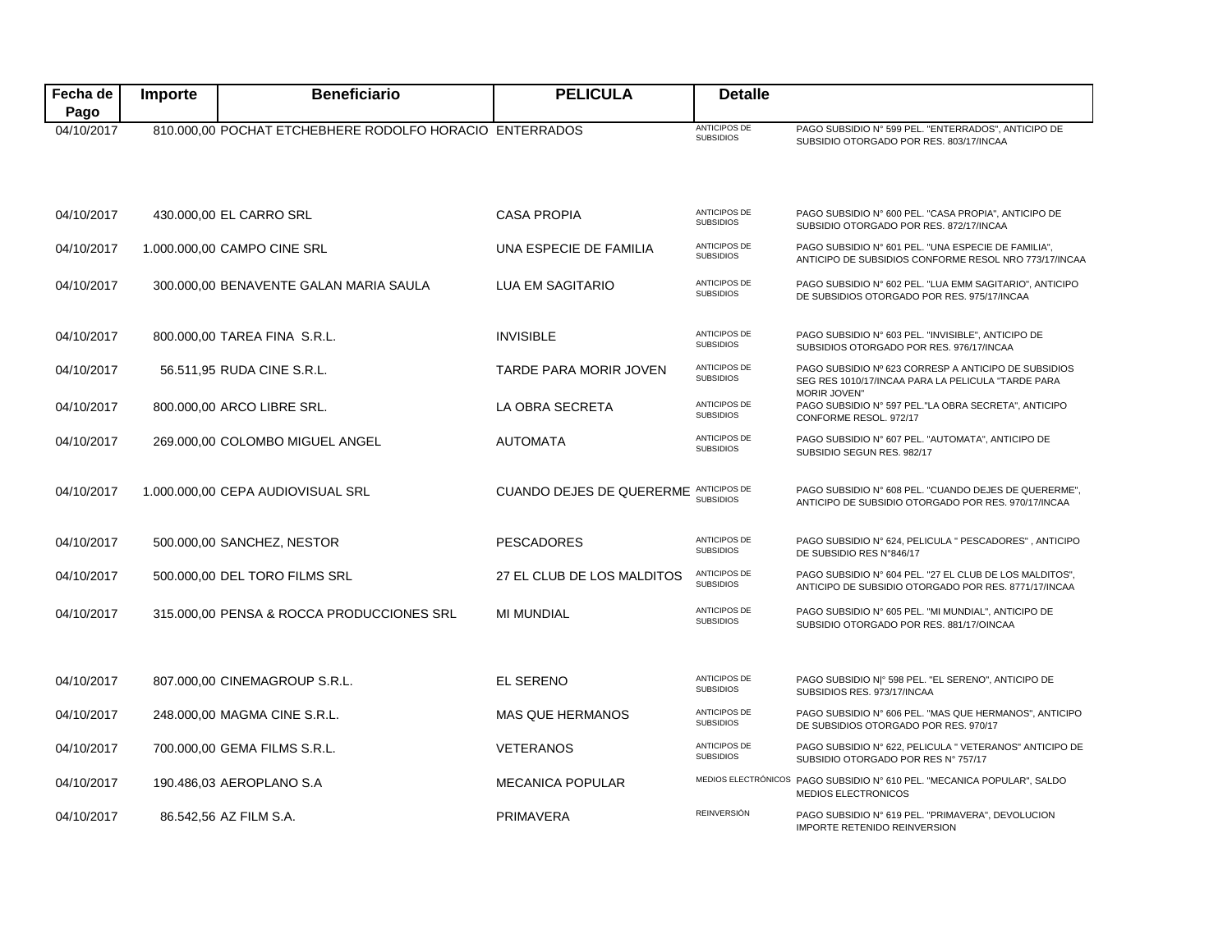| Fecha de Pago | Importe | Beneficiario | PELICULA | Detalle | |
|---|---|---|---|---|---|
| 04/10/2017 | 810.000,00 | POCHAT ETCHEBHERE RODOLFO HORACIO | ENTERRADOS | ANTICIPOS DE SUBSIDIOS | PAGO SUBSIDIO N° 599 PEL. "ENTERRADOS", ANTICIPO DE SUBSIDIO OTORGADO POR RES. 803/17/INCAA |
| 04/10/2017 | 430.000,00 | EL CARRO SRL | CASA PROPIA | ANTICIPOS DE SUBSIDIOS | PAGO SUBSIDIO N° 600 PEL. "CASA PROPIA", ANTICIPO DE SUBSIDIO OTORGADO POR RES. 872/17/INCAA |
| 04/10/2017 | 1.000.000,00 | CAMPO CINE SRL | UNA ESPECIE DE FAMILIA | ANTICIPOS DE SUBSIDIOS | PAGO SUBSIDIO N° 601 PEL. "UNA ESPECIE DE FAMILIA", ANTICIPO DE SUBSIDIOS CONFORME RESOL NRO 773/17/INCAA |
| 04/10/2017 | 300.000,00 | BENAVENTE GALAN MARIA SAULA | LUA EM SAGITARIO | ANTICIPOS DE SUBSIDIOS | PAGO SUBSIDIO N° 602 PEL. "LUA EMM SAGITARIO", ANTICIPO DE SUBSIDIOS OTORGADO POR RES. 975/17/INCAA |
| 04/10/2017 | 800.000,00 | TAREA FINA S.R.L. | INVISIBLE | ANTICIPOS DE SUBSIDIOS | PAGO SUBSIDIO N° 603 PEL. "INVISIBLE", ANTICIPO DE SUBSIDIOS OTORGADO POR RES. 976/17/INCAA |
| 04/10/2017 | 56.511,95 | RUDA CINE S.R.L. | TARDE PARA MORIR JOVEN | ANTICIPOS DE SUBSIDIOS | PAGO SUBSIDIO Nº 623 CORRESP A ANTICIPO DE SUBSIDIOS SEG RES 1010/17/INCAA PARA LA PELICULA "TARDE PARA MORIR JOVEN" |
| 04/10/2017 | 800.000,00 | ARCO LIBRE SRL. | LA OBRA SECRETA | ANTICIPOS DE SUBSIDIOS | PAGO SUBSIDIO N° 597 PEL."LA OBRA SECRETA", ANTICIPO CONFORME RESOL. 972/17 |
| 04/10/2017 | 269.000,00 | COLOMBO MIGUEL ANGEL | AUTOMATA | ANTICIPOS DE SUBSIDIOS | PAGO SUBSIDIO N° 607 PEL. "AUTOMATA", ANTICIPO DE SUBSIDIO SEGUN RES. 982/17 |
| 04/10/2017 | 1.000.000,00 | CEPA AUDIOVISUAL SRL | CUANDO DEJES DE QUERERME | ANTICIPOS DE SUBSIDIOS | PAGO SUBSIDIO N° 608 PEL. "CUANDO DEJES DE QUERERME", ANTICIPO DE SUBSIDIO OTORGADO POR RES. 970/17/INCAA |
| 04/10/2017 | 500.000,00 | SANCHEZ, NESTOR | PESCADORES | ANTICIPOS DE SUBSIDIOS | PAGO SUBSIDIO N° 624, PELICULA " PESCADORES" , ANTICIPO DE SUBSIDIO RES N°846/17 |
| 04/10/2017 | 500.000,00 | DEL TORO FILMS SRL | 27 EL CLUB DE LOS MALDITOS | ANTICIPOS DE SUBSIDIOS | PAGO SUBSIDIO N° 604 PEL. "27 EL CLUB DE LOS MALDITOS", ANTICIPO DE SUBSIDIO OTORGADO POR RES. 8771/17/INCAA |
| 04/10/2017 | 315.000,00 | PENSA & ROCCA PRODUCCIONES SRL | MI MUNDIAL | ANTICIPOS DE SUBSIDIOS | PAGO SUBSIDIO N° 605 PEL. "MI MUNDIAL", ANTICIPO DE SUBSIDIO OTORGADO POR RES. 881/17/OINCAA |
| 04/10/2017 | 807.000,00 | CINEMAGROUP S.R.L. | EL SERENO | ANTICIPOS DE SUBSIDIOS | PAGO SUBSIDIO N\|° 598 PEL. "EL SERENO", ANTICIPO DE SUBSIDIOS RES. 973/17/INCAA |
| 04/10/2017 | 248.000,00 | MAGMA CINE S.R.L. | MAS QUE HERMANOS | ANTICIPOS DE SUBSIDIOS | PAGO SUBSIDIO N° 606 PEL. "MAS QUE HERMANOS", ANTICIPO DE SUBSIDIOS OTORGADO POR RES. 970/17 |
| 04/10/2017 | 700.000,00 | GEMA FILMS S.R.L. | VETERANOS | ANTICIPOS DE SUBSIDIOS | PAGO SUBSIDIO N° 622, PELICULA " VETERANOS" ANTICIPO DE SUBSIDIO OTORGADO POR RES N° 757/17 |
| 04/10/2017 | 190.486,03 | AEROPLANO S.A | MECANICA POPULAR | MEDIOS ELECTRÓNICOS | PAGO SUBSIDIO N° 610 PEL. "MECANICA POPULAR", SALDO MEDIOS ELECTRONICOS |
| 04/10/2017 | 86.542,56 | AZ FILM S.A. | PRIMAVERA | REINVERSIÓN | PAGO SUBSIDIO N° 619 PEL. "PRIMAVERA", DEVOLUCION IMPORTE RETENIDO REINVERSION |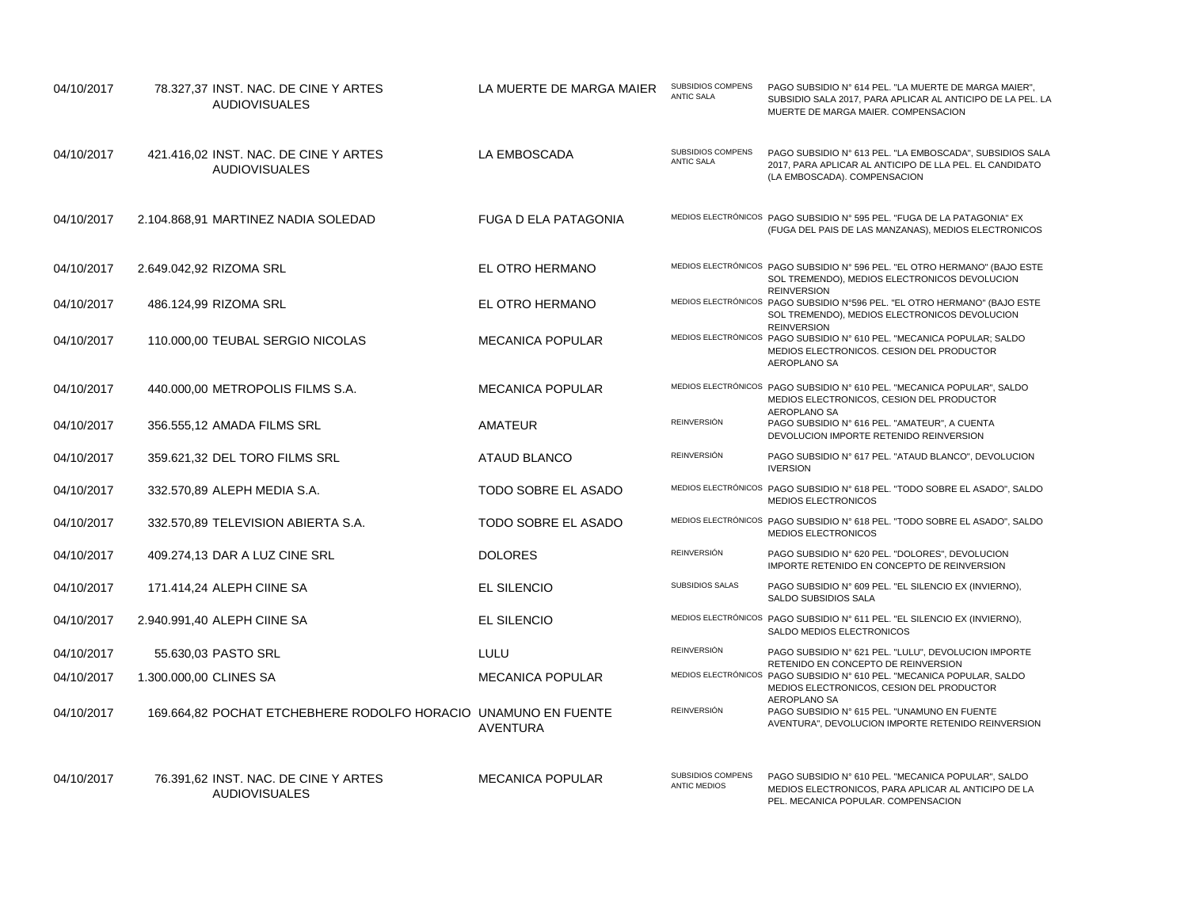| | | | | | |
|---|---|---|---|---|---|
| 04/10/2017 | 78.327,37 | INST. NAC. DE CINE Y ARTES AUDIOVISUALES | LA MUERTE DE MARGA MAIER | SUBSIDIOS COMPENS ANTIC SALA | PAGO SUBSIDIO N° 614 PEL. "LA MUERTE DE MARGA MAIER", SUBSIDIO SALA 2017, PARA APLICAR AL ANTICIPO DE LA PEL. LA MUERTE DE MARGA MAIER. COMPENSACION |
| 04/10/2017 | 421.416,02 | INST. NAC. DE CINE Y ARTES AUDIOVISUALES | LA EMBOSCADA | SUBSIDIOS COMPENS ANTIC SALA | PAGO SUBSIDIO N° 613 PEL. "LA EMBOSCADA", SUBSIDIOS SALA 2017, PARA APLICAR AL ANTICIPO DE LLA PEL. EL CANDIDATO (LA EMBOSCADA). COMPENSACION |
| 04/10/2017 | 2.104.868,91 | MARTINEZ NADIA SOLEDAD | FUGA D ELA PATAGONIA | MEDIOS ELECTRÓNICOS | PAGO SUBSIDIO N° 595 PEL. "FUGA DE LA PATAGONIA" EX (FUGA DEL PAIS DE LAS MANZANAS), MEDIOS ELECTRONICOS |
| 04/10/2017 | 2.649.042,92 | RIZOMA SRL | EL OTRO HERMANO | MEDIOS ELECTRÓNICOS | PAGO SUBSIDIO N° 596 PEL. "EL OTRO HERMANO" (BAJO ESTE SOL TREMENDO), MEDIOS ELECTRONICOS DEVOLUCION REINVERSION |
| 04/10/2017 | 486.124,99 | RIZOMA SRL | EL OTRO HERMANO | MEDIOS ELECTRÓNICOS | PAGO SUBSIDIO N°596 PEL. "EL OTRO HERMANO" (BAJO ESTE SOL TREMENDO), MEDIOS ELECTRONICOS DEVOLUCION REINVERSION |
| 04/10/2017 | 110.000,00 | TEUBAL SERGIO NICOLAS | MECANICA POPULAR | MEDIOS ELECTRÓNICOS | PAGO SUBSIDIO N° 610 PEL. "MECANICA POPULAR; SALDO MEDIOS ELECTRONICOS. CESION DEL PRODUCTOR AEROPLANO SA |
| 04/10/2017 | 440.000,00 | METROPOLIS FILMS S.A. | MECANICA POPULAR | MEDIOS ELECTRÓNICOS | PAGO SUBSIDIO N° 610 PEL. "MECANICA POPULAR", SALDO MEDIOS ELECTRONICOS, CESION DEL PRODUCTOR AEROPLANO SA |
| 04/10/2017 | 356.555,12 | AMADA FILMS SRL | AMATEUR | REINVERSIÓN | PAGO SUBSIDIO N° 616 PEL. "AMATEUR", A CUENTA DEVOLUCION IMPORTE RETENIDO REINVERSION |
| 04/10/2017 | 359.621,32 | DEL TORO FILMS SRL | ATAUD BLANCO | REINVERSIÓN | PAGO SUBSIDIO N° 617 PEL. "ATAUD BLANCO", DEVOLUCION IVERSION |
| 04/10/2017 | 332.570,89 | ALEPH MEDIA S.A. | TODO SOBRE EL ASADO | MEDIOS ELECTRÓNICOS | PAGO SUBSIDIO N° 618 PEL. "TODO SOBRE EL ASADO", SALDO MEDIOS ELECTRONICOS |
| 04/10/2017 | 332.570,89 | TELEVISION ABIERTA S.A. | TODO SOBRE EL ASADO | MEDIOS ELECTRÓNICOS | PAGO SUBSIDIO N° 618 PEL. "TODO SOBRE EL ASADO", SALDO MEDIOS ELECTRONICOS |
| 04/10/2017 | 409.274,13 | DAR A LUZ CINE SRL | DOLORES | REINVERSIÓN | PAGO SUBSIDIO N° 620 PEL. "DOLORES", DEVOLUCION IMPORTE RETENIDO EN CONCEPTO DE REINVERSION |
| 04/10/2017 | 171.414,24 | ALEPH CIINE SA | EL SILENCIO | SUBSIDIOS SALAS | PAGO SUBSIDIO N° 609 PEL. "EL SILENCIO EX (INVIERNO), SALDO SUBSIDIOS SALA |
| 04/10/2017 | 2.940.991,40 | ALEPH CIINE SA | EL SILENCIO | MEDIOS ELECTRÓNICOS | PAGO SUBSIDIO N° 611 PEL. "EL SILENCIO EX (INVIERNO), SALDO MEDIOS ELECTRONICOS |
| 04/10/2017 | 55.630,03 | PASTO SRL | LULU | REINVERSIÓN | PAGO SUBSIDIO N° 621 PEL. "LULU", DEVOLUCION IMPORTE RETENIDO EN CONCEPTO DE REINVERSION |
| 04/10/2017 | 1.300.000,00 | CLINES SA | MECANICA POPULAR | MEDIOS ELECTRÓNICOS | PAGO SUBSIDIO N° 610 PEL. "MECANICA POPULAR, SALDO MEDIOS ELECTRONICOS, CESION DEL PRODUCTOR AEROPLANO SA |
| 04/10/2017 | 169.664,82 | POCHAT ETCHEBHERE RODOLFO HORACIO | UNAMUNO EN FUENTE AVENTURA | REINVERSIÓN | PAGO SUBSIDIO N° 615 PEL. "UNAMUNO EN FUENTE AVENTURA", DEVOLUCION IMPORTE RETENIDO REINVERSION |
| 04/10/2017 | 76.391,62 | INST. NAC. DE CINE Y ARTES AUDIOVISUALES | MECANICA POPULAR | SUBSIDIOS COMPENS ANTIC MEDIOS | PAGO SUBSIDIO N° 610 PEL. "MECANICA POPULAR", SALDO MEDIOS ELECTRONICOS, PARA APLICAR AL ANTICIPO DE LA PEL. MECANICA POPULAR. COMPENSACION |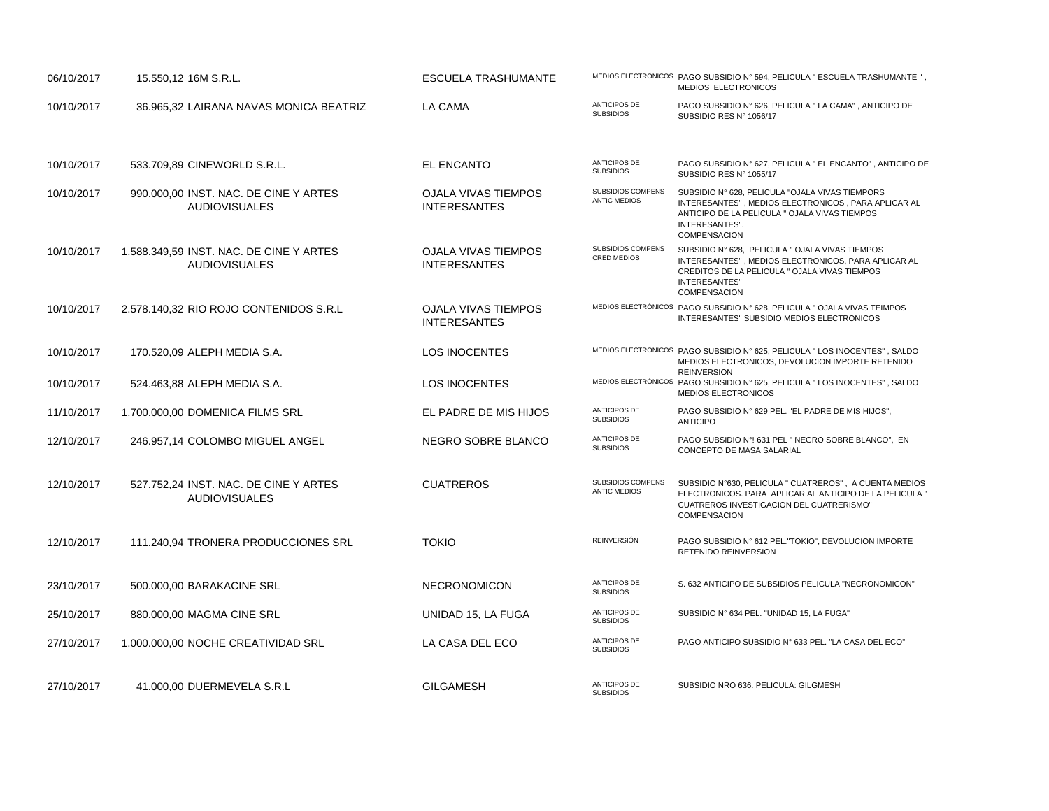| | | | | | |
|---|---|---|---|---|---|
| 06/10/2017 | 15.550,12 | 16M S.R.L. | ESCUELA TRASHUMANTE | MEDIOS ELECTRÓNICOS | PAGO SUBSIDIO N° 594, PELICULA " ESCUELA TRASHUMANTE " , MEDIOS ELECTRONICOS |
| 10/10/2017 | 36.965,32 | LAIRANA NAVAS MONICA BEATRIZ | LA CAMA | ANTICIPOS DE SUBSIDIOS | PAGO SUBSIDIO N° 626, PELICULA " LA CAMA" , ANTICIPO DE SUBSIDIO RES N° 1056/17 |
| 10/10/2017 | 533.709,89 | CINEWORLD S.R.L. | EL ENCANTO | ANTICIPOS DE SUBSIDIOS | PAGO SUBSIDIO N° 627, PELICULA " EL ENCANTO" , ANTICIPO DE SUBSIDIO RES N° 1055/17 |
| 10/10/2017 | 990.000,00 | INST. NAC. DE CINE Y ARTES AUDIOVISUALES | OJALA VIVAS TIEMPOS INTERESANTES | SUBSIDIOS COMPENS ANTIC MEDIOS | SUBSIDIO N° 628, PELICULA "OJALA VIVAS TIEMPORS INTERESANTES" , MEDIOS ELECTRONICOS , PARA APLICAR AL ANTICIPO DE LA PELICULA " OJALA VIVAS TIEMPOS INTERESANTES". COMPENSACION |
| 10/10/2017 | 1.588.349,59 | INST. NAC. DE CINE Y ARTES AUDIOVISUALES | OJALA VIVAS TIEMPOS INTERESANTES | SUBSIDIOS COMPENS CRED MEDIOS | SUBSIDIO N° 628, PELICULA " OJALA VIVAS TIEMPOS INTERESANTES" , MEDIOS ELECTRONICOS, PARA APLICAR AL CREDITOS DE LA PELICULA " OJALA VIVAS TIEMPOS INTERESANTES" COMPENSACION |
| 10/10/2017 | 2.578.140,32 | RIO ROJO CONTENIDOS S.R.L | OJALA VIVAS TIEMPOS INTERESANTES | MEDIOS ELECTRÓNICOS | PAGO SUBSIDIO N° 628, PELICULA " OJALA VIVAS TEIMPOS INTERESANTES" SUBSIDIO MEDIOS ELECTRONICOS |
| 10/10/2017 | 170.520,09 | ALEPH MEDIA S.A. | LOS INOCENTES | MEDIOS ELECTRÓNICOS | PAGO SUBSIDIO N° 625, PELICULA " LOS INOCENTES" , SALDO MEDIOS ELECTRONICOS, DEVOLUCION IMPORTE RETENIDO REINVERSION |
| 10/10/2017 | 524.463,88 | ALEPH MEDIA S.A. | LOS INOCENTES | MEDIOS ELECTRÓNICOS | PAGO SUBSIDIO N° 625, PELICULA " LOS INOCENTES" , SALDO MEDIOS ELECTRONICOS |
| 11/10/2017 | 1.700.000,00 | DOMENICA FILMS SRL | EL PADRE DE MIS HIJOS | ANTICIPOS DE SUBSIDIOS | PAGO SUBSIDIO N° 629 PEL. "EL PADRE DE MIS HIJOS", ANTICIPO |
| 12/10/2017 | 246.957,14 | COLOMBO MIGUEL ANGEL | NEGRO SOBRE BLANCO | ANTICIPOS DE SUBSIDIOS | PAGO SUBSIDIO N°! 631 PEL " NEGRO SOBRE BLANCO", EN CONCEPTO DE MASA SALARIAL |
| 12/10/2017 | 527.752,24 | INST. NAC. DE CINE Y ARTES AUDIOVISUALES | CUATREROS | SUBSIDIOS COMPENS ANTIC MEDIOS | SUBSIDIO N°630, PELICULA " CUATREROS" , A CUENTA MEDIOS ELECTRONICOS. PARA APLICAR AL ANTICIPO DE LA PELICULA " CUATREROS INVESTIGACION DEL CUATRERISMO" COMPENSACION |
| 12/10/2017 | 111.240,94 | TRONERA PRODUCCIONES SRL | TOKIO | REINVERSIÓN | PAGO SUBSIDIO N° 612 PEL."TOKIO", DEVOLUCION IMPORTE RETENIDO REINVERSION |
| 23/10/2017 | 500.000,00 | BARAKACINE SRL | NECRONOMICON | ANTICIPOS DE SUBSIDIOS | S. 632 ANTICIPO DE SUBSIDIOS PELICULA "NECRONOMICON" |
| 25/10/2017 | 880.000,00 | MAGMA CINE SRL | UNIDAD 15, LA FUGA | ANTICIPOS DE SUBSIDIOS | SUBSIDIO N° 634 PEL. "UNIDAD 15, LA FUGA" |
| 27/10/2017 | 1.000.000,00 | NOCHE CREATIVIDAD SRL | LA CASA DEL ECO | ANTICIPOS DE SUBSIDIOS | PAGO ANTICIPO SUBSIDIO N° 633 PEL. "LA CASA DEL ECO" |
| 27/10/2017 | 41.000,00 | DUERMEVELA S.R.L | GILGAMESH | ANTICIPOS DE SUBSIDIOS | SUBSIDIO NRO 636. PELICULA: GILGMESH |